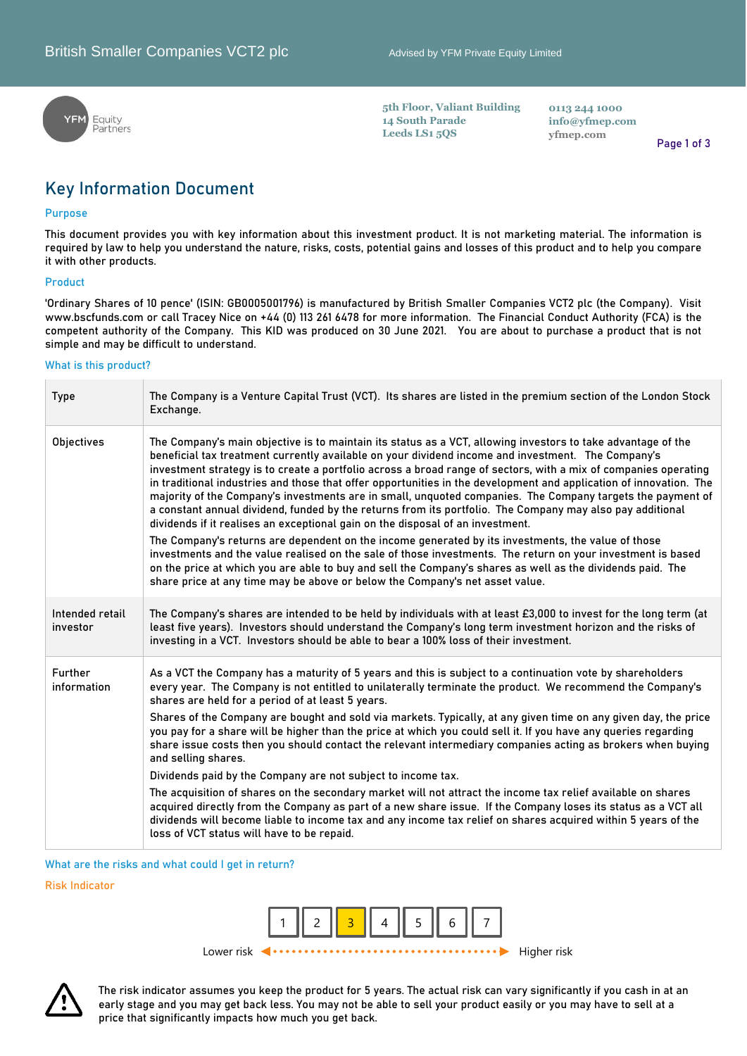British Smaller Companies VCT2 plc

Advised by YFM Private Equity Limited

YFM Equity Partners

5th Floor, Valiant Building
14 South Parade
Leeds LS1 5QS

0113 244 1000
info@yfmep.com
yfmep.com

# Key Information Document

## Purpose

This document provides you with key information about this investment product. It is not marketing material. The information is required by law to help you understand the nature, risks, costs, potential gains and losses of this product and to help you compare it with other products.

## Product

'Ordinary Shares of 10 pence' (ISIN: GB0005001796) is manufactured by British Smaller Companies VCT2 plc (the Company). Visit www.bscfunds.com or call Tracey Nice on +44 (0) 113 261 6478 for more information. The Financial Conduct Authority (FCA) is the competent authority of the Company. This KID was produced on 30 June 2021. You are about to purchase a product that is not simple and may be difficult to understand.

## What is this product?

| | |
|---|---|
| Type | The Company is a Venture Capital Trust (VCT). Its shares are listed in the premium section of the London Stock Exchange. |
| Objectives | The Company's main objective is to maintain its status as a VCT, allowing investors to take advantage of the beneficial tax treatment currently available on your dividend income and investment. The Company's investment strategy is to create a portfolio across a broad range of sectors, with a mix of companies operating in traditional industries and those that offer opportunities in the development and application of innovation. The majority of the Company's investments are in small, unquoted companies. The Company targets the payment of a constant annual dividend, funded by the returns from its portfolio. The Company may also pay additional dividends if it realises an exceptional gain on the disposal of an investment.<br><br>The Company's returns are dependent on the income generated by its investments, the value of those investments and the value realised on the sale of those investments. The return on your investment is based on the price at which you are able to buy and sell the Company's shares as well as the dividends paid. The share price at any time may be above or below the Company's net asset value. |
| Intended retail investor | The Company's shares are intended to be held by individuals with at least £3,000 to invest for the long term (at least five years). Investors should understand the Company's long term investment horizon and the risks of investing in a VCT. Investors should be able to bear a 100% loss of their investment. |
| Further information | As a VCT the Company has a maturity of 5 years and this is subject to a continuation vote by shareholders every year. The Company is not entitled to unilaterally terminate the product. We recommend the Company's shares are held for a period of at least 5 years.<br><br>Shares of the Company are bought and sold via markets. Typically, at any given time on any given day, the price you pay for a share will be higher than the price at which you could sell it. If you have any queries regarding share issue costs then you should contact the relevant intermediary companies acting as brokers when buying and selling shares.<br><br>Dividends paid by the Company are not subject to income tax.<br><br>The acquisition of shares on the secondary market will not attract the income tax relief available on shares acquired directly from the Company as part of a new share issue. If the Company loses its status as a VCT all dividends will become liable to income tax and any income tax relief on shares acquired within 5 years of the loss of VCT status will have to be repaid. |

## What are the risks and what could I get in return?

### Risk Indicator

| 1 | 2 | **3** | 4 | 5 | 6 | 7 |
|---|---|---|---|---|---|---|

Lower risk ◄ ··· ► Higher risk

The risk indicator assumes you keep the product for 5 years. The actual risk can vary significantly if you cash in at an early stage and you may get back less. You may not be able to sell your product easily or you may have to sell at a price that significantly impacts how much you get back.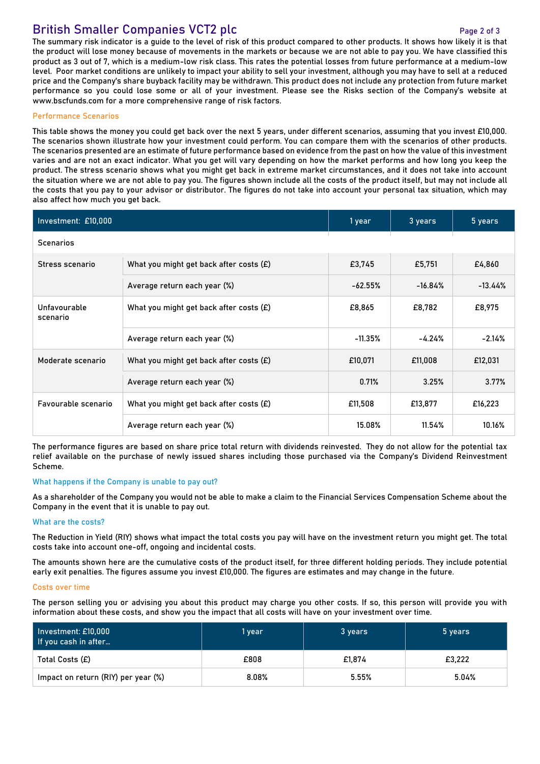The summary risk indicator is a guide to the level of risk of this product compared to other products. It shows how likely it is that the product will lose money because of movements in the markets or because we are not able to pay you. We have classified this product as 3 out of 7, which is a medium-low risk class. This rates the potential losses from future performance at a medium-low level. Poor market conditions are unlikely to impact your ability to sell your investment, although you may have to sell at a reduced price and the Company's share buyback facility may be withdrawn. This product does not include any protection from future market performance so you could lose some or all of your investment. Please see the Risks section of the Company's website at www.bscfunds.com for a more comprehensive range of risk factors.

### Performance Scenarios

This table shows the money you could get back over the next 5 years, under different scenarios, assuming that you invest £10,000. The scenarios shown illustrate how your investment could perform. You can compare them with the scenarios of other products. The scenarios presented are an estimate of future performance based on evidence from the past on how the value of this investment varies and are not an exact indicator. What you get will vary depending on how the market performs and how long you keep the product. The stress scenario shows what you might get back in extreme market circumstances, and it does not take into account the situation where we are not able to pay you. The figures shown include all the costs of the product itself, but may not include all the costs that you pay to your advisor or distributor. The figures do not take into account your personal tax situation, which may also affect how much you get back.

| Investment: £10,000 | | 1 year | 3 years | 5 years |
|---|---|---|---|---|
| Scenarios | | | | |
| Stress scenario | What you might get back after costs (£) | £3,745 | £5,751 | £4,860 |
| | Average return each year (%) | -62.55% | -16.84% | -13.44% |
| Unfavourable scenario | What you might get back after costs (£) | £8,865 | £8,782 | £8,975 |
| | Average return each year (%) | -11.35% | -4.24% | -2.14% |
| Moderate scenario | What you might get back after costs (£) | £10,071 | £11,008 | £12,031 |
| | Average return each year (%) | 0.71% | 3.25% | 3.77% |
| Favourable scenario | What you might get back after costs (£) | £11,508 | £13,877 | £16,223 |
| | Average return each year (%) | 15.08% | 11.54% | 10.16% |

The performance figures are based on share price total return with dividends reinvested. They do not allow for the potential tax relief available on the purchase of newly issued shares including those purchased via the Company's Dividend Reinvestment Scheme.

### What happens if the Company is unable to pay out?

As a shareholder of the Company you would not be able to make a claim to the Financial Services Compensation Scheme about the Company in the event that it is unable to pay out.

### What are the costs?

The Reduction in Yield (RIY) shows what impact the total costs you pay will have on the investment return you might get. The total costs take into account one-off, ongoing and incidental costs.

The amounts shown here are the cumulative costs of the product itself, for three different holding periods. They include potential early exit penalties. The figures assume you invest £10,000. The figures are estimates and may change in the future.

### Costs over time

The person selling you or advising you about this product may charge you other costs. If so, this person will provide you with information about these costs, and show you the impact that all costs will have on your investment over time.

| Investment: £10,000<br>If you cash in after... | 1 year | 3 years | 5 years |
|---|---|---|---|
| Total Costs (£) | £808 | £1,874 | £3,222 |
| Impact on return (RIY) per year (%) | 8.08% | 5.55% | 5.04% |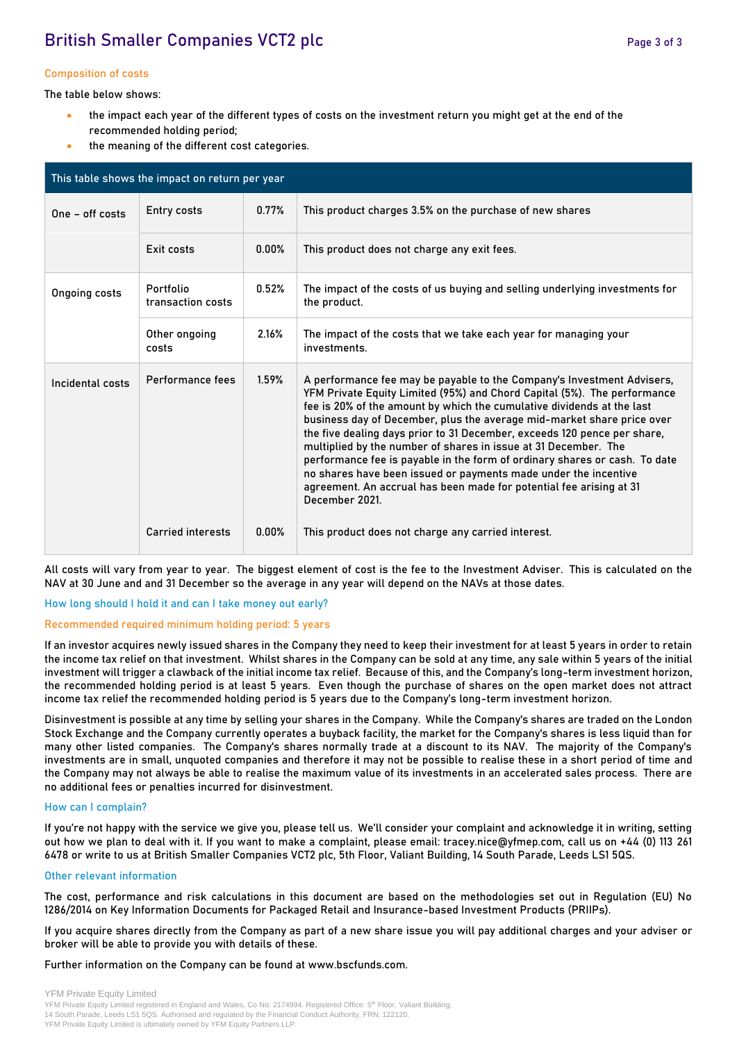# British Smaller Companies VCT2 plc

## Composition of costs

The table below shows:

- the impact each year of the different types of costs on the investment return you might get at the end of the recommended holding period;
- the meaning of the different cost categories.

| This table shows the impact on return per year | | | |
|---|---|---|---|
| One – off costs | Entry costs | 0.77% | This product charges 3.5% on the purchase of new shares |
| | Exit costs | 0.00% | This product does not charge any exit fees. |
| Ongoing costs | Portfolio transaction costs | 0.52% | The impact of the costs of us buying and selling underlying investments for the product. |
| | Other ongoing costs | 2.16% | The impact of the costs that we take each year for managing your investments. |
| Incidental costs | Performance fees | 1.59% | A performance fee may be payable to the Company's Investment Advisers, YFM Private Equity Limited (95%) and Chord Capital (5%). The performance fee is 20% of the amount by which the cumulative dividends at the last business day of December, plus the average mid-market share price over the five dealing days prior to 31 December, exceeds 120 pence per share, multiplied by the number of shares in issue at 31 December. The performance fee is payable in the form of ordinary shares or cash. To date no shares have been issued or payments made under the incentive agreement. An accrual has been made for potential fee arising at 31 December 2021. |
| | Carried interests | 0.00% | This product does not charge any carried interest. |

All costs will vary from year to year. The biggest element of cost is the fee to the Investment Adviser. This is calculated on the NAV at 30 June and and 31 December so the average in any year will depend on the NAVs at those dates.

## How long should I hold it and can I take money out early?

### Recommended required minimum holding period: 5 years

If an investor acquires newly issued shares in the Company they need to keep their investment for at least 5 years in order to retain the income tax relief on that investment. Whilst shares in the Company can be sold at any time, any sale within 5 years of the initial investment will trigger a clawback of the initial income tax relief. Because of this, and the Company's long-term investment horizon, the recommended holding period is at least 5 years. Even though the purchase of shares on the open market does not attract income tax relief the recommended holding period is 5 years due to the Company's long-term investment horizon.

Disinvestment is possible at any time by selling your shares in the Company. While the Company's shares are traded on the London Stock Exchange and the Company currently operates a buyback facility, the market for the Company's shares is less liquid than for many other listed companies. The Company's shares normally trade at a discount to its NAV. The majority of the Company's investments are in small, unquoted companies and therefore it may not be possible to realise these in a short period of time and the Company may not always be able to realise the maximum value of its investments in an accelerated sales process. There are no additional fees or penalties incurred for disinvestment.

## How can I complain?

If you're not happy with the service we give you, please tell us. We'll consider your complaint and acknowledge it in writing, setting out how we plan to deal with it. If you want to make a complaint, please email: tracey.nice@yfmep.com, call us on +44 (0) 113 261 6478 or write to us at British Smaller Companies VCT2 plc, 5th Floor, Valiant Building, 14 South Parade, Leeds LS1 5QS.

## Other relevant information

The cost, performance and risk calculations in this document are based on the methodologies set out in Regulation (EU) No 1286/2014 on Key Information Documents for Packaged Retail and Insurance-based Investment Products (PRIIPs).

If you acquire shares directly from the Company as part of a new share issue you will pay additional charges and your adviser or broker will be able to provide you with details of these.

Further information on the Company can be found at www.bscfunds.com.

YFM Private Equity Limited
YFM Private Equity Limited registered in England and Wales, Co No: 2174994. Registered Office: 5th Floor, Valiant Building, 14 South Parade, Leeds LS1 5QS. Authorised and regulated by the Financial Conduct Authority, FRN: 122120.
YFM Private Equity Limited is ultimately owned by YFM Equity Partners LLP.